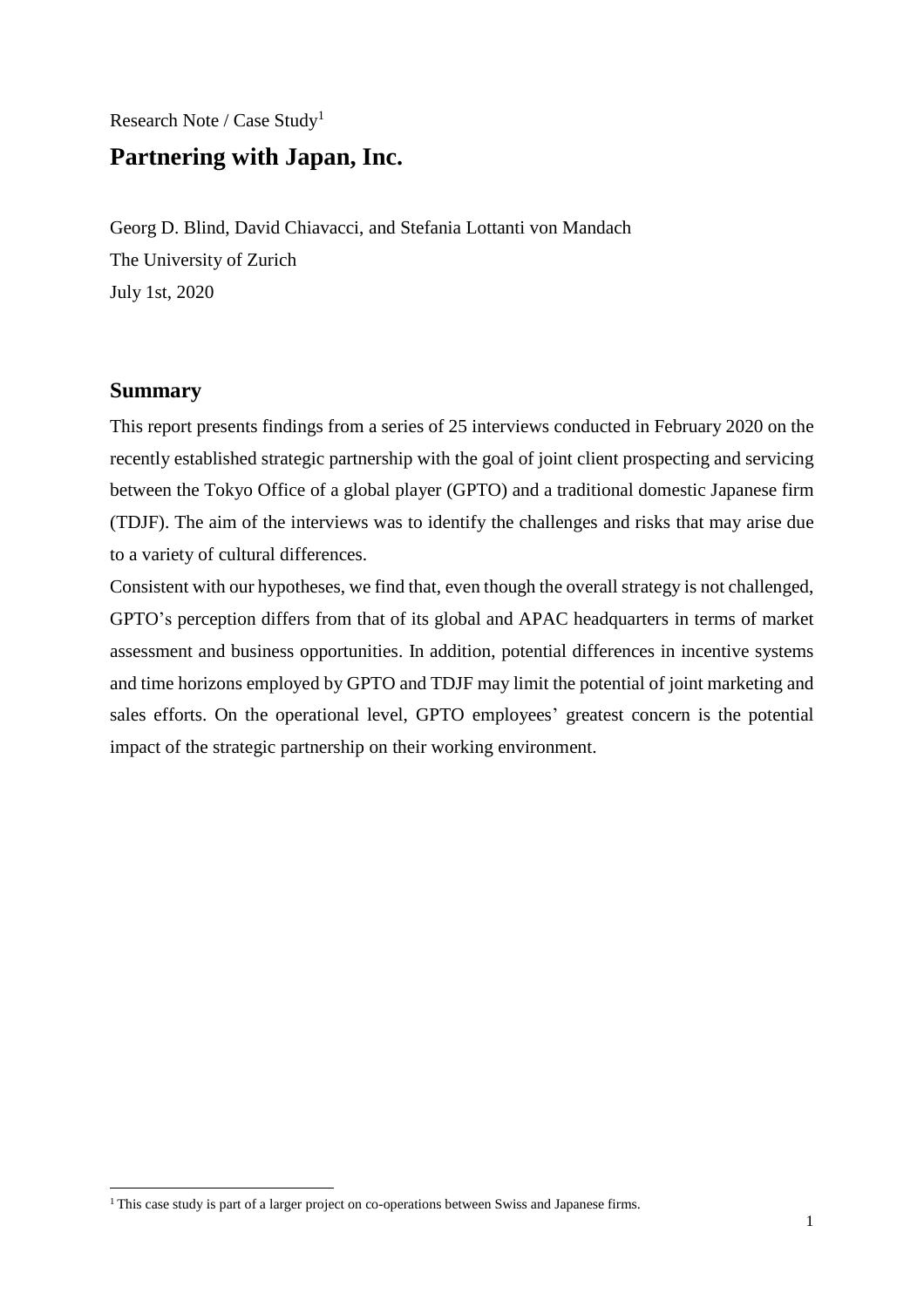Research Note / Case Study[1]

# Partnering with Japan, Inc.

Georg D. Blind, David Chiavacci, and Stefania Lottanti von Mandach
The University of Zurich
July 1st, 2020

## Summary

This report presents findings from a series of 25 interviews conducted in February 2020 on the recently established strategic partnership with the goal of joint client prospecting and servicing between the Tokyo Office of a global player (GPTO) and a traditional domestic Japanese firm (TDJF). The aim of the interviews was to identify the challenges and risks that may arise due to a variety of cultural differences.

Consistent with our hypotheses, we find that, even though the overall strategy is not challenged, GPTO's perception differs from that of its global and APAC headquarters in terms of market assessment and business opportunities. In addition, potential differences in incentive systems and time horizons employed by GPTO and TDJF may limit the potential of joint marketing and sales efforts. On the operational level, GPTO employees' greatest concern is the potential impact of the strategic partnership on their working environment.

[1] This case study is part of a larger project on co-operations between Swiss and Japanese firms.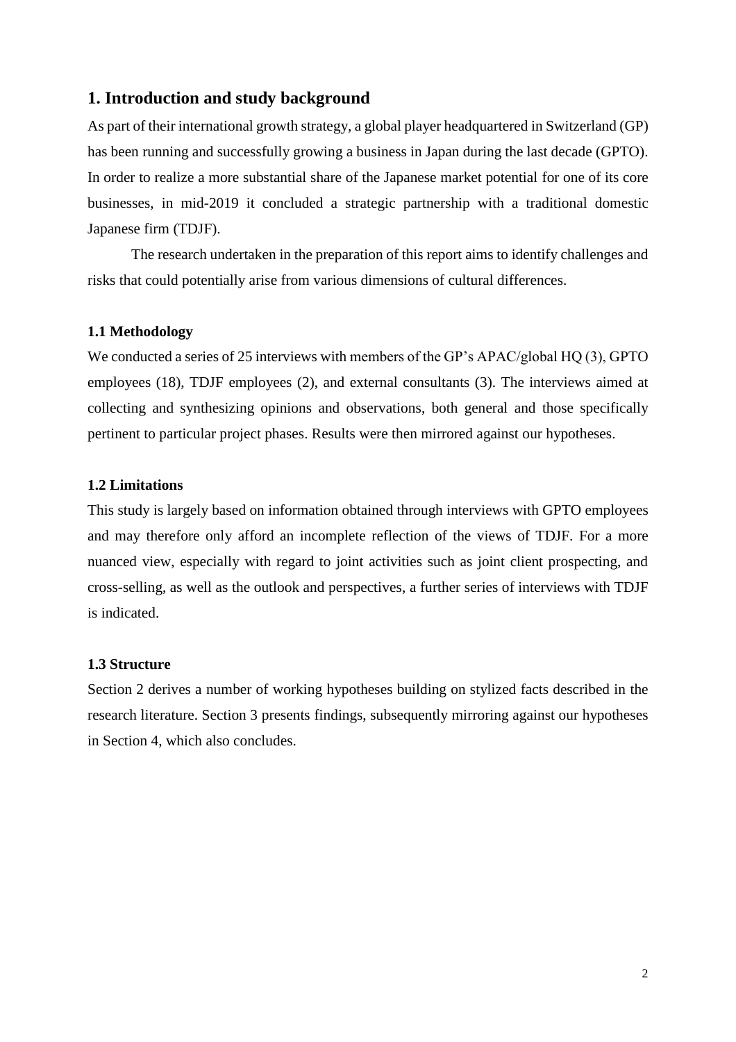## 1. Introduction and study background

As part of their international growth strategy, a global player headquartered in Switzerland (GP) has been running and successfully growing a business in Japan during the last decade (GPTO). In order to realize a more substantial share of the Japanese market potential for one of its core businesses, in mid-2019 it concluded a strategic partnership with a traditional domestic Japanese firm (TDJF).

The research undertaken in the preparation of this report aims to identify challenges and risks that could potentially arise from various dimensions of cultural differences.

### 1.1 Methodology

We conducted a series of 25 interviews with members of the GP's APAC/global HQ (3), GPTO employees (18), TDJF employees (2), and external consultants (3). The interviews aimed at collecting and synthesizing opinions and observations, both general and those specifically pertinent to particular project phases. Results were then mirrored against our hypotheses.

### 1.2 Limitations

This study is largely based on information obtained through interviews with GPTO employees and may therefore only afford an incomplete reflection of the views of TDJF. For a more nuanced view, especially with regard to joint activities such as joint client prospecting, and cross-selling, as well as the outlook and perspectives, a further series of interviews with TDJF is indicated.

### 1.3 Structure

Section 2 derives a number of working hypotheses building on stylized facts described in the research literature. Section 3 presents findings, subsequently mirroring against our hypotheses in Section 4, which also concludes.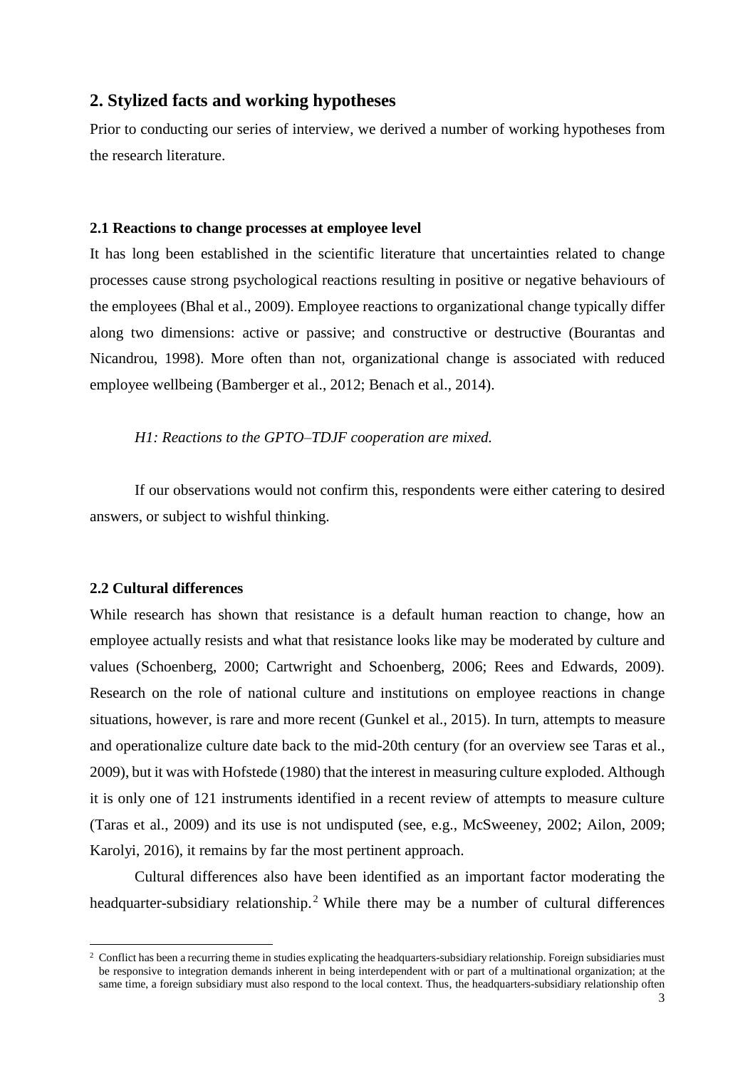## 2. Stylized facts and working hypotheses

Prior to conducting our series of interview, we derived a number of working hypotheses from the research literature.

### 2.1 Reactions to change processes at employee level

It has long been established in the scientific literature that uncertainties related to change processes cause strong psychological reactions resulting in positive or negative behaviours of the employees (Bhal et al., 2009). Employee reactions to organizational change typically differ along two dimensions: active or passive; and constructive or destructive (Bourantas and Nicandrou, 1998). More often than not, organizational change is associated with reduced employee wellbeing (Bamberger et al., 2012; Benach et al., 2014).

*H1: Reactions to the GPTO–TDJF cooperation are mixed.*

If our observations would not confirm this, respondents were either catering to desired answers, or subject to wishful thinking.

### 2.2 Cultural differences

While research has shown that resistance is a default human reaction to change, how an employee actually resists and what that resistance looks like may be moderated by culture and values (Schoenberg, 2000; Cartwright and Schoenberg, 2006; Rees and Edwards, 2009). Research on the role of national culture and institutions on employee reactions in change situations, however, is rare and more recent (Gunkel et al., 2015). In turn, attempts to measure and operationalize culture date back to the mid-20th century (for an overview see Taras et al., 2009), but it was with Hofstede (1980) that the interest in measuring culture exploded. Although it is only one of 121 instruments identified in a recent review of attempts to measure culture (Taras et al., 2009) and its use is not undisputed (see, e.g., McSweeney, 2002; Ailon, 2009; Karolyi, 2016), it remains by far the most pertinent approach.

Cultural differences also have been identified as an important factor moderating the headquarter-subsidiary relationship.[2] While there may be a number of cultural differences

[2] Conflict has been a recurring theme in studies explicating the headquarters-subsidiary relationship. Foreign subsidiaries must be responsive to integration demands inherent in being interdependent with or part of a multinational organization; at the same time, a foreign subsidiary must also respond to the local context. Thus, the headquarters-subsidiary relationship often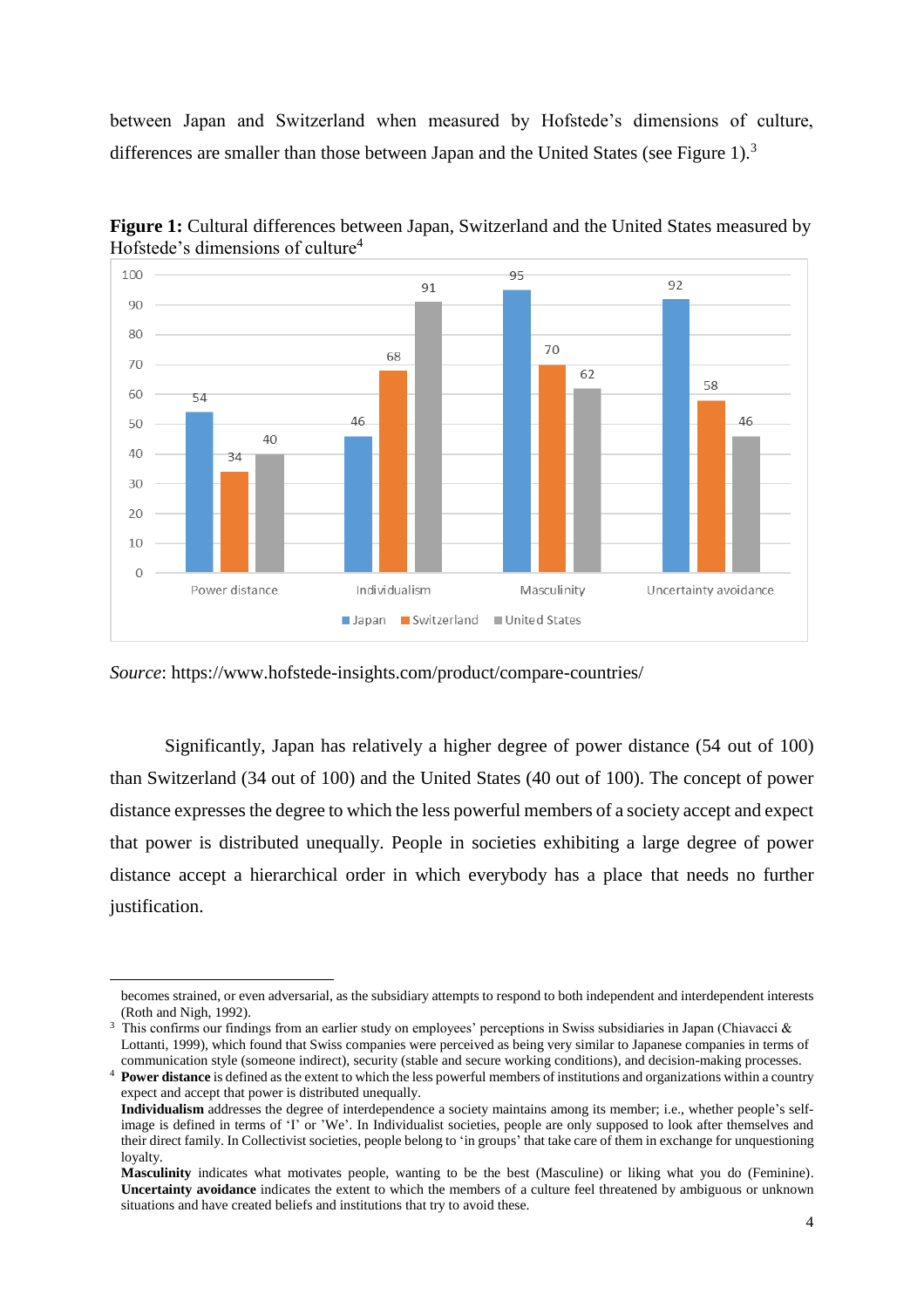between Japan and Switzerland when measured by Hofstede's dimensions of culture, differences are smaller than those between Japan and the United States (see Figure 1).[3]

**Figure 1:** Cultural differences between Japan, Switzerland and the United States measured by Hofstede's dimensions of culture[4]

| | Japan | Switzerland | United States |
|---|---|---|---|
| Power distance | 54 | 34 | 40 |
| Individualism | 46 | 68 | 91 |
| Masculinity | 95 | 70 | 62 |
| Uncertainty avoidance | 92 | 58 | 46 |

*Source*: https://www.hofstede-insights.com/product/compare-countries/

Significantly, Japan has relatively a higher degree of power distance (54 out of 100) than Switzerland (34 out of 100) and the United States (40 out of 100). The concept of power distance expresses the degree to which the less powerful members of a society accept and expect that power is distributed unequally. People in societies exhibiting a large degree of power distance accept a hierarchical order in which everybody has a place that needs no further justification.

---

becomes strained, or even adversarial, as the subsidiary attempts to respond to both independent and interdependent interests (Roth and Nigh, 1992).

[3] This confirms our findings from an earlier study on employees' perceptions in Swiss subsidiaries in Japan (Chiavacci & Lottanti, 1999), which found that Swiss companies were perceived as being very similar to Japanese companies in terms of communication style (someone indirect), security (stable and secure working conditions), and decision-making processes.

[4] **Power distance** is defined as the extent to which the less powerful members of institutions and organizations within a country expect and accept that power is distributed unequally.
**Individualism** addresses the degree of interdependence a society maintains among its member; i.e., whether people's self-image is defined in terms of 'I' or 'We'. In Individualist societies, people are only supposed to look after themselves and their direct family. In Collectivist societies, people belong to 'in groups' that take care of them in exchange for unquestioning loyalty.
**Masculinity** indicates what motivates people, wanting to be the best (Masculine) or liking what you do (Feminine).
**Uncertainty avoidance** indicates the extent to which the members of a culture feel threatened by ambiguous or unknown situations and have created beliefs and institutions that try to avoid these.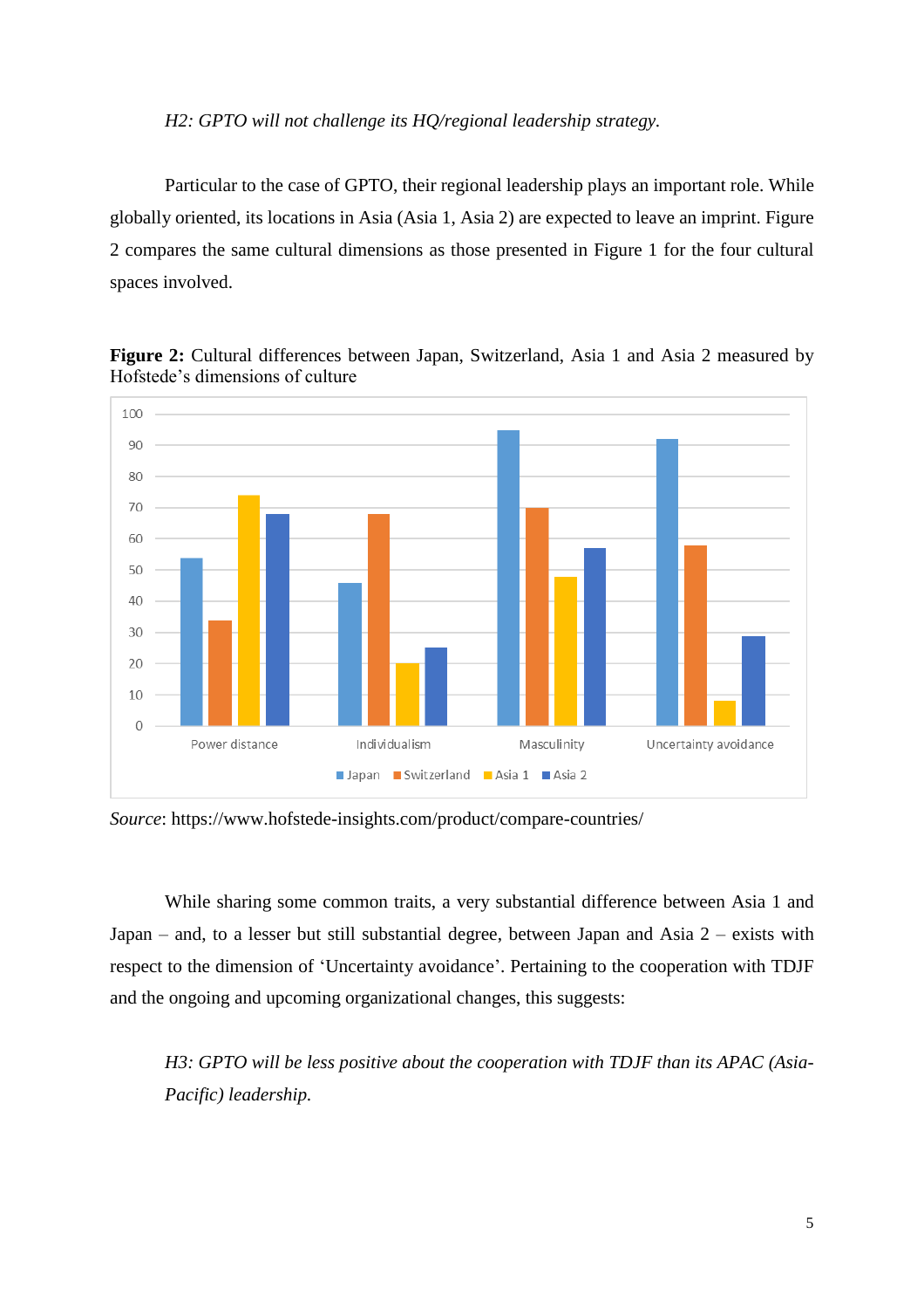*H2: GPTO will not challenge its HQ/regional leadership strategy.*

Particular to the case of GPTO, their regional leadership plays an important role. While globally oriented, its locations in Asia (Asia 1, Asia 2) are expected to leave an imprint. Figure 2 compares the same cultural dimensions as those presented in Figure 1 for the four cultural spaces involved.

**Figure 2:** Cultural differences between Japan, Switzerland, Asia 1 and Asia 2 measured by Hofstede's dimensions of culture

*Source*: https://www.hofstede-insights.com/product/compare-countries/

While sharing some common traits, a very substantial difference between Asia 1 and Japan – and, to a lesser but still substantial degree, between Japan and Asia 2 – exists with respect to the dimension of 'Uncertainty avoidance'. Pertaining to the cooperation with TDJF and the ongoing and upcoming organizational changes, this suggests:

*H3: GPTO will be less positive about the cooperation with TDJF than its APAC (Asia-Pacific) leadership.*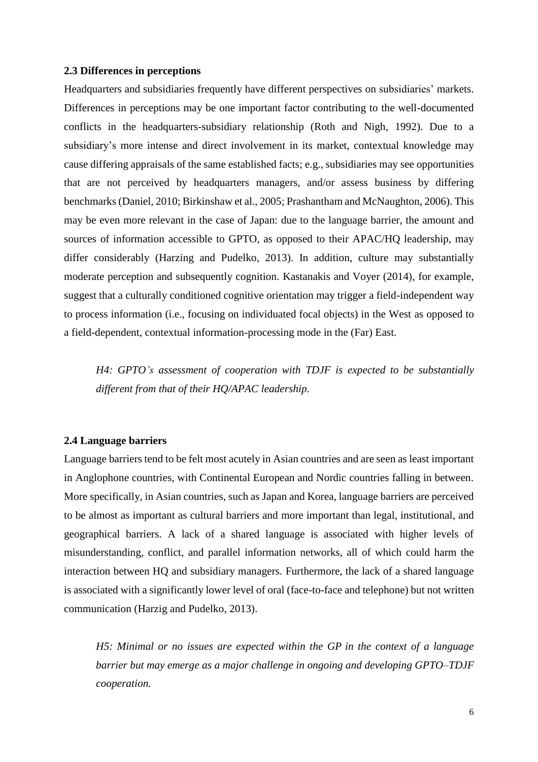### 2.3 Differences in perceptions

Headquarters and subsidiaries frequently have different perspectives on subsidiaries' markets. Differences in perceptions may be one important factor contributing to the well-documented conflicts in the headquarters-subsidiary relationship (Roth and Nigh, 1992). Due to a subsidiary's more intense and direct involvement in its market, contextual knowledge may cause differing appraisals of the same established facts; e.g., subsidiaries may see opportunities that are not perceived by headquarters managers, and/or assess business by differing benchmarks (Daniel, 2010; Birkinshaw et al., 2005; Prashantham and McNaughton, 2006). This may be even more relevant in the case of Japan: due to the language barrier, the amount and sources of information accessible to GPTO, as opposed to their APAC/HQ leadership, may differ considerably (Harzing and Pudelko, 2013). In addition, culture may substantially moderate perception and subsequently cognition. Kastanakis and Voyer (2014), for example, suggest that a culturally conditioned cognitive orientation may trigger a field-independent way to process information (i.e., focusing on individuated focal objects) in the West as opposed to a field-dependent, contextual information-processing mode in the (Far) East.

*H4: GPTO's assessment of cooperation with TDJF is expected to be substantially different from that of their HQ/APAC leadership.*

### 2.4 Language barriers

Language barriers tend to be felt most acutely in Asian countries and are seen as least important in Anglophone countries, with Continental European and Nordic countries falling in between. More specifically, in Asian countries, such as Japan and Korea, language barriers are perceived to be almost as important as cultural barriers and more important than legal, institutional, and geographical barriers. A lack of a shared language is associated with higher levels of misunderstanding, conflict, and parallel information networks, all of which could harm the interaction between HQ and subsidiary managers. Furthermore, the lack of a shared language is associated with a significantly lower level of oral (face-to-face and telephone) but not written communication (Harzig and Pudelko, 2013).

*H5: Minimal or no issues are expected within the GP in the context of a language barrier but may emerge as a major challenge in ongoing and developing GPTO–TDJF cooperation.*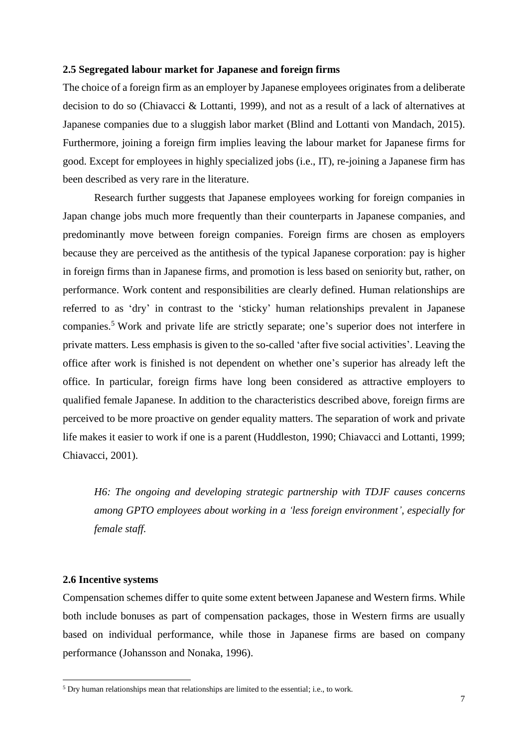### 2.5 Segregated labour market for Japanese and foreign firms

The choice of a foreign firm as an employer by Japanese employees originates from a deliberate decision to do so (Chiavacci & Lottanti, 1999), and not as a result of a lack of alternatives at Japanese companies due to a sluggish labor market (Blind and Lottanti von Mandach, 2015). Furthermore, joining a foreign firm implies leaving the labour market for Japanese firms for good. Except for employees in highly specialized jobs (i.e., IT), re-joining a Japanese firm has been described as very rare in the literature.

Research further suggests that Japanese employees working for foreign companies in Japan change jobs much more frequently than their counterparts in Japanese companies, and predominantly move between foreign companies. Foreign firms are chosen as employers because they are perceived as the antithesis of the typical Japanese corporation: pay is higher in foreign firms than in Japanese firms, and promotion is less based on seniority but, rather, on performance. Work content and responsibilities are clearly defined. Human relationships are referred to as 'dry' in contrast to the 'sticky' human relationships prevalent in Japanese companies.[5] Work and private life are strictly separate; one's superior does not interfere in private matters. Less emphasis is given to the so-called 'after five social activities'. Leaving the office after work is finished is not dependent on whether one's superior has already left the office. In particular, foreign firms have long been considered as attractive employers to qualified female Japanese. In addition to the characteristics described above, foreign firms are perceived to be more proactive on gender equality matters. The separation of work and private life makes it easier to work if one is a parent (Huddleston, 1990; Chiavacci and Lottanti, 1999; Chiavacci, 2001).

> *H6: The ongoing and developing strategic partnership with TDJF causes concerns among GPTO employees about working in a 'less foreign environment', especially for female staff.*

### 2.6 Incentive systems

Compensation schemes differ to quite some extent between Japanese and Western firms. While both include bonuses as part of compensation packages, those in Western firms are usually based on individual performance, while those in Japanese firms are based on company performance (Johansson and Nonaka, 1996).

---

[5] Dry human relationships mean that relationships are limited to the essential; i.e., to work.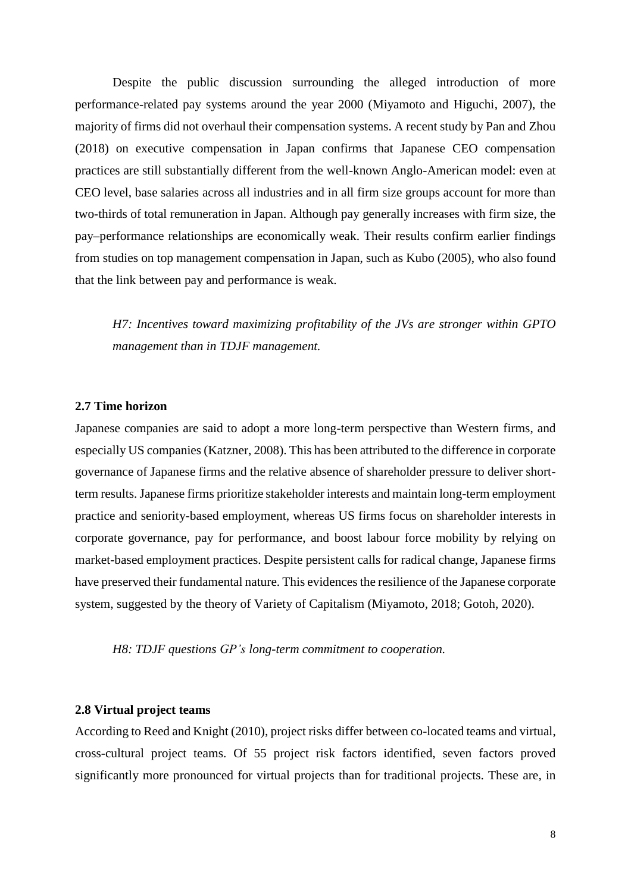Despite the public discussion surrounding the alleged introduction of more performance-related pay systems around the year 2000 (Miyamoto and Higuchi, 2007), the majority of firms did not overhaul their compensation systems. A recent study by Pan and Zhou (2018) on executive compensation in Japan confirms that Japanese CEO compensation practices are still substantially different from the well-known Anglo-American model: even at CEO level, base salaries across all industries and in all firm size groups account for more than two-thirds of total remuneration in Japan. Although pay generally increases with firm size, the pay–performance relationships are economically weak. Their results confirm earlier findings from studies on top management compensation in Japan, such as Kubo (2005), who also found that the link between pay and performance is weak.

> *H7: Incentives toward maximizing profitability of the JVs are stronger within GPTO management than in TDJF management.*

### 2.7 Time horizon

Japanese companies are said to adopt a more long-term perspective than Western firms, and especially US companies (Katzner, 2008). This has been attributed to the difference in corporate governance of Japanese firms and the relative absence of shareholder pressure to deliver short-term results. Japanese firms prioritize stakeholder interests and maintain long-term employment practice and seniority-based employment, whereas US firms focus on shareholder interests in corporate governance, pay for performance, and boost labour force mobility by relying on market-based employment practices. Despite persistent calls for radical change, Japanese firms have preserved their fundamental nature. This evidences the resilience of the Japanese corporate system, suggested by the theory of Variety of Capitalism (Miyamoto, 2018; Gotoh, 2020).

> *H8: TDJF questions GP's long-term commitment to cooperation.*

### 2.8 Virtual project teams

According to Reed and Knight (2010), project risks differ between co-located teams and virtual, cross-cultural project teams. Of 55 project risk factors identified, seven factors proved significantly more pronounced for virtual projects than for traditional projects. These are, in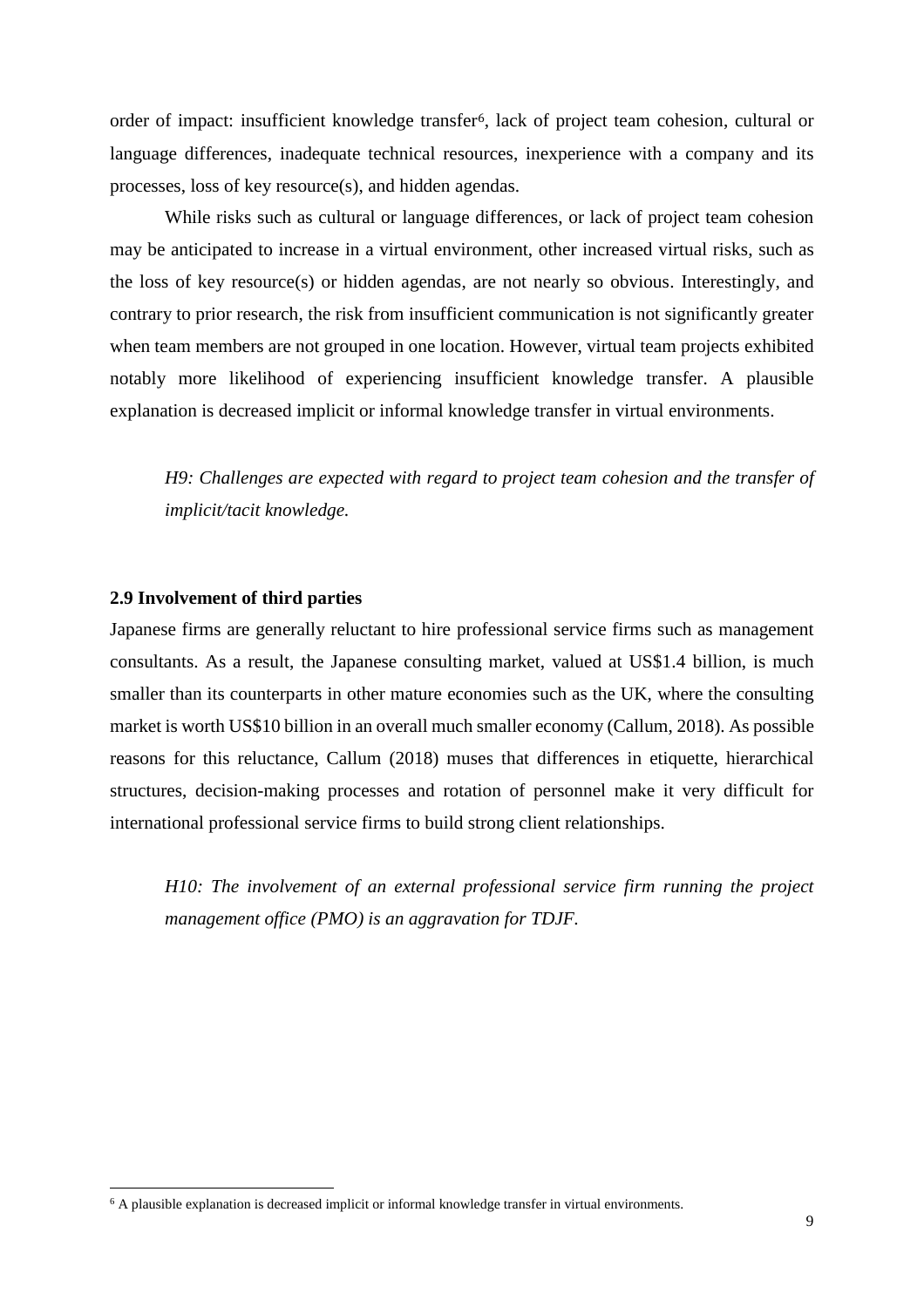order of impact: insufficient knowledge transfer[6], lack of project team cohesion, cultural or language differences, inadequate technical resources, inexperience with a company and its processes, loss of key resource(s), and hidden agendas.

While risks such as cultural or language differences, or lack of project team cohesion may be anticipated to increase in a virtual environment, other increased virtual risks, such as the loss of key resource(s) or hidden agendas, are not nearly so obvious. Interestingly, and contrary to prior research, the risk from insufficient communication is not significantly greater when team members are not grouped in one location. However, virtual team projects exhibited notably more likelihood of experiencing insufficient knowledge transfer. A plausible explanation is decreased implicit or informal knowledge transfer in virtual environments.

> *H9: Challenges are expected with regard to project team cohesion and the transfer of implicit/tacit knowledge.*

### 2.9 Involvement of third parties

Japanese firms are generally reluctant to hire professional service firms such as management consultants. As a result, the Japanese consulting market, valued at US$1.4 billion, is much smaller than its counterparts in other mature economies such as the UK, where the consulting market is worth US$10 billion in an overall much smaller economy (Callum, 2018). As possible reasons for this reluctance, Callum (2018) muses that differences in etiquette, hierarchical structures, decision-making processes and rotation of personnel make it very difficult for international professional service firms to build strong client relationships.

> *H10: The involvement of an external professional service firm running the project management office (PMO) is an aggravation for TDJF.*

[6] A plausible explanation is decreased implicit or informal knowledge transfer in virtual environments.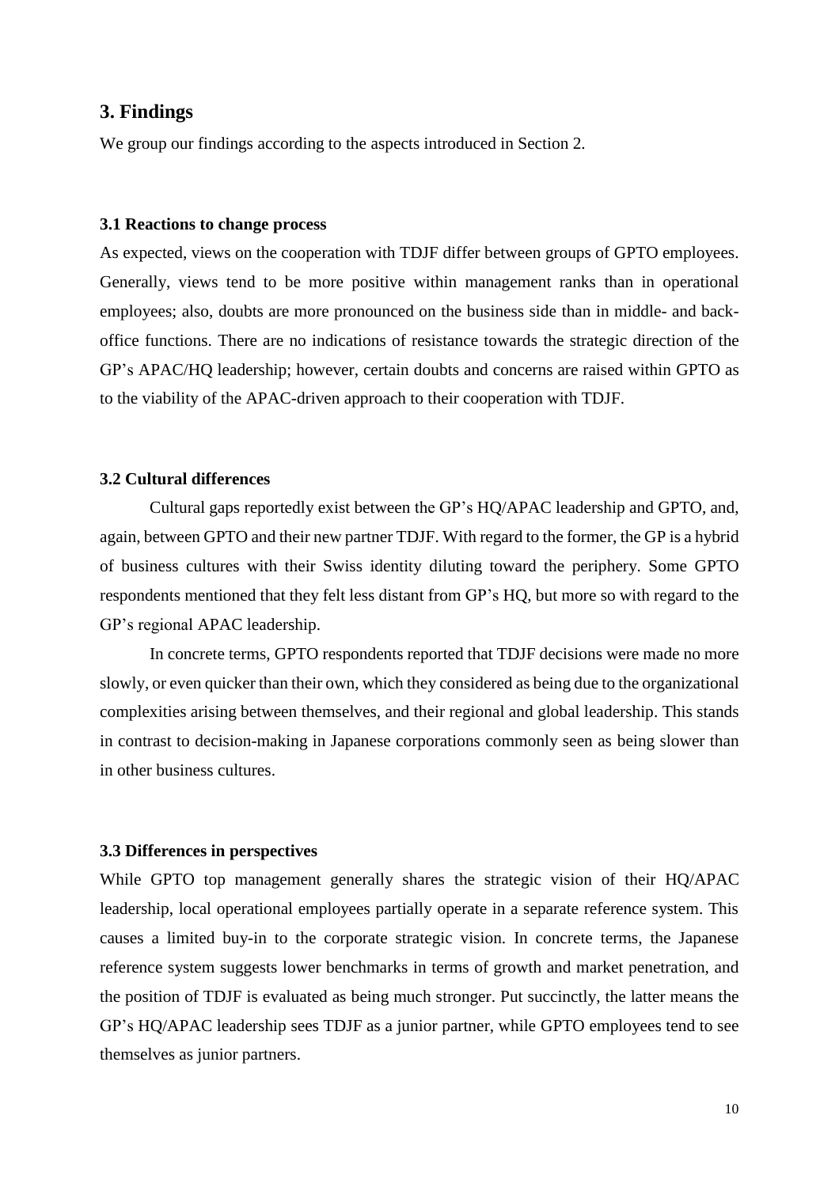## 3. Findings

We group our findings according to the aspects introduced in Section 2.

### 3.1 Reactions to change process

As expected, views on the cooperation with TDJF differ between groups of GPTO employees. Generally, views tend to be more positive within management ranks than in operational employees; also, doubts are more pronounced on the business side than in middle- and back-office functions. There are no indications of resistance towards the strategic direction of the GP's APAC/HQ leadership; however, certain doubts and concerns are raised within GPTO as to the viability of the APAC-driven approach to their cooperation with TDJF.

### 3.2 Cultural differences

Cultural gaps reportedly exist between the GP's HQ/APAC leadership and GPTO, and, again, between GPTO and their new partner TDJF. With regard to the former, the GP is a hybrid of business cultures with their Swiss identity diluting toward the periphery. Some GPTO respondents mentioned that they felt less distant from GP's HQ, but more so with regard to the GP's regional APAC leadership.

In concrete terms, GPTO respondents reported that TDJF decisions were made no more slowly, or even quicker than their own, which they considered as being due to the organizational complexities arising between themselves, and their regional and global leadership. This stands in contrast to decision-making in Japanese corporations commonly seen as being slower than in other business cultures.

### 3.3 Differences in perspectives

While GPTO top management generally shares the strategic vision of their HQ/APAC leadership, local operational employees partially operate in a separate reference system. This causes a limited buy-in to the corporate strategic vision. In concrete terms, the Japanese reference system suggests lower benchmarks in terms of growth and market penetration, and the position of TDJF is evaluated as being much stronger. Put succinctly, the latter means the GP's HQ/APAC leadership sees TDJF as a junior partner, while GPTO employees tend to see themselves as junior partners.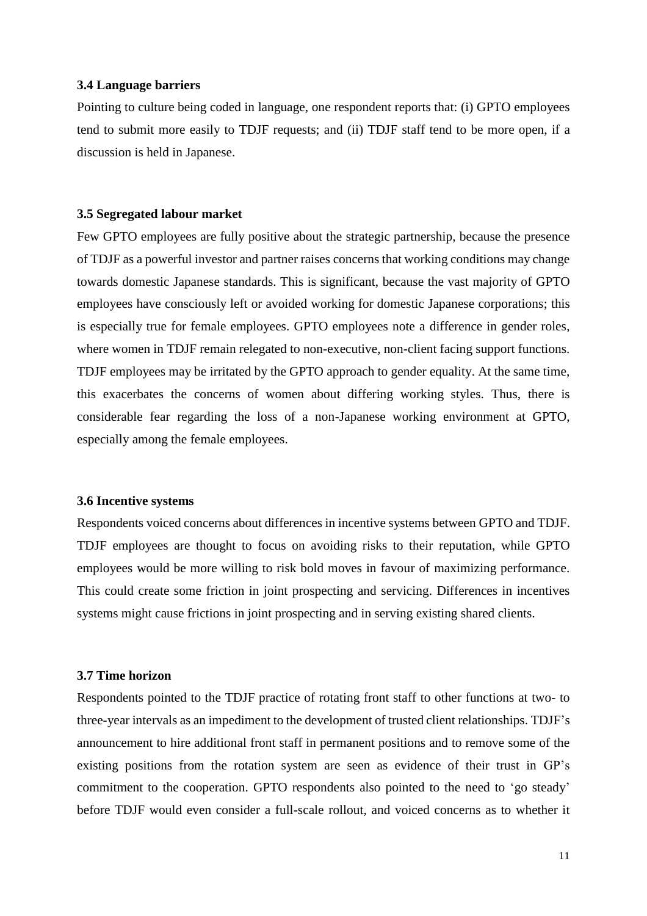### 3.4 Language barriers

Pointing to culture being coded in language, one respondent reports that: (i) GPTO employees tend to submit more easily to TDJF requests; and (ii) TDJF staff tend to be more open, if a discussion is held in Japanese.

### 3.5 Segregated labour market

Few GPTO employees are fully positive about the strategic partnership, because the presence of TDJF as a powerful investor and partner raises concerns that working conditions may change towards domestic Japanese standards. This is significant, because the vast majority of GPTO employees have consciously left or avoided working for domestic Japanese corporations; this is especially true for female employees. GPTO employees note a difference in gender roles, where women in TDJF remain relegated to non-executive, non-client facing support functions. TDJF employees may be irritated by the GPTO approach to gender equality. At the same time, this exacerbates the concerns of women about differing working styles. Thus, there is considerable fear regarding the loss of a non-Japanese working environment at GPTO, especially among the female employees.

### 3.6 Incentive systems

Respondents voiced concerns about differences in incentive systems between GPTO and TDJF. TDJF employees are thought to focus on avoiding risks to their reputation, while GPTO employees would be more willing to risk bold moves in favour of maximizing performance. This could create some friction in joint prospecting and servicing. Differences in incentives systems might cause frictions in joint prospecting and in serving existing shared clients.

### 3.7 Time horizon

Respondents pointed to the TDJF practice of rotating front staff to other functions at two- to three-year intervals as an impediment to the development of trusted client relationships. TDJF's announcement to hire additional front staff in permanent positions and to remove some of the existing positions from the rotation system are seen as evidence of their trust in GP's commitment to the cooperation. GPTO respondents also pointed to the need to 'go steady' before TDJF would even consider a full-scale rollout, and voiced concerns as to whether it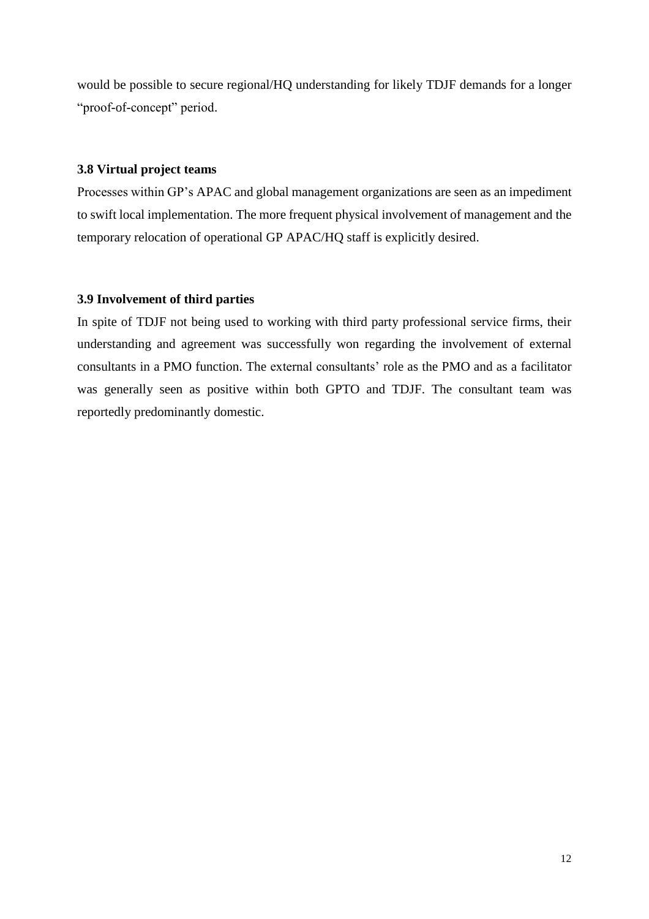would be possible to secure regional/HQ understanding for likely TDJF demands for a longer "proof-of-concept" period.

### 3.8 Virtual project teams

Processes within GP's APAC and global management organizations are seen as an impediment to swift local implementation. The more frequent physical involvement of management and the temporary relocation of operational GP APAC/HQ staff is explicitly desired.

### 3.9 Involvement of third parties

In spite of TDJF not being used to working with third party professional service firms, their understanding and agreement was successfully won regarding the involvement of external consultants in a PMO function. The external consultants' role as the PMO and as a facilitator was generally seen as positive within both GPTO and TDJF. The consultant team was reportedly predominantly domestic.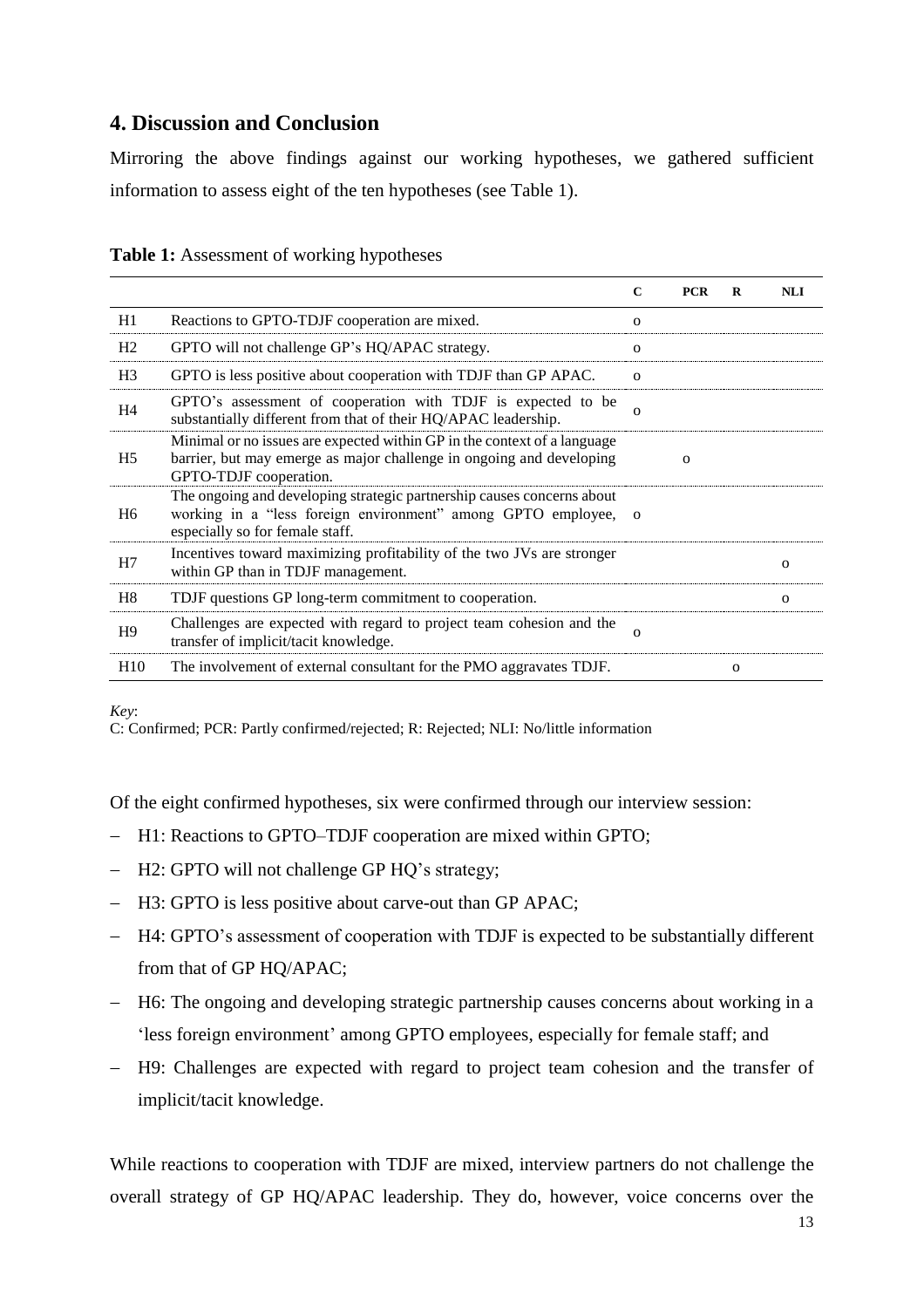## 4. Discussion and Conclusion

Mirroring the above findings against our working hypotheses, we gathered sufficient information to assess eight of the ten hypotheses (see Table 1).

**Table 1:** Assessment of working hypotheses

| | | C | PCR | R | NLI |
|---|---|---|---|---|---|
| H1 | Reactions to GPTO-TDJF cooperation are mixed. | o | | | |
| H2 | GPTO will not challenge GP's HQ/APAC strategy. | o | | | |
| H3 | GPTO is less positive about cooperation with TDJF than GP APAC. | o | | | |
| H4 | GPTO's assessment of cooperation with TDJF is expected to be substantially different from that of their HQ/APAC leadership. | o | | | |
| H5 | Minimal or no issues are expected within GP in the context of a language barrier, but may emerge as major challenge in ongoing and developing GPTO-TDJF cooperation. | | o | | |
| H6 | The ongoing and developing strategic partnership causes concerns about working in a "less foreign environment" among GPTO employee, especially so for female staff. | o | | | |
| H7 | Incentives toward maximizing profitability of the two JVs are stronger within GP than in TDJF management. | | | | o |
| H8 | TDJF questions GP long-term commitment to cooperation. | | | | o |
| H9 | Challenges are expected with regard to project team cohesion and the transfer of implicit/tacit knowledge. | o | | | |
| H10 | The involvement of external consultant for the PMO aggravates TDJF. | | | o | |

*Key*:
C: Confirmed; PCR: Partly confirmed/rejected; R: Rejected; NLI: No/little information

Of the eight confirmed hypotheses, six were confirmed through our interview session:

- H1: Reactions to GPTO–TDJF cooperation are mixed within GPTO;
- H2: GPTO will not challenge GP HQ's strategy;
- H3: GPTO is less positive about carve-out than GP APAC;
- H4: GPTO's assessment of cooperation with TDJF is expected to be substantially different from that of GP HQ/APAC;
- H6: The ongoing and developing strategic partnership causes concerns about working in a 'less foreign environment' among GPTO employees, especially for female staff; and
- H9: Challenges are expected with regard to project team cohesion and the transfer of implicit/tacit knowledge.

While reactions to cooperation with TDJF are mixed, interview partners do not challenge the overall strategy of GP HQ/APAC leadership. They do, however, voice concerns over the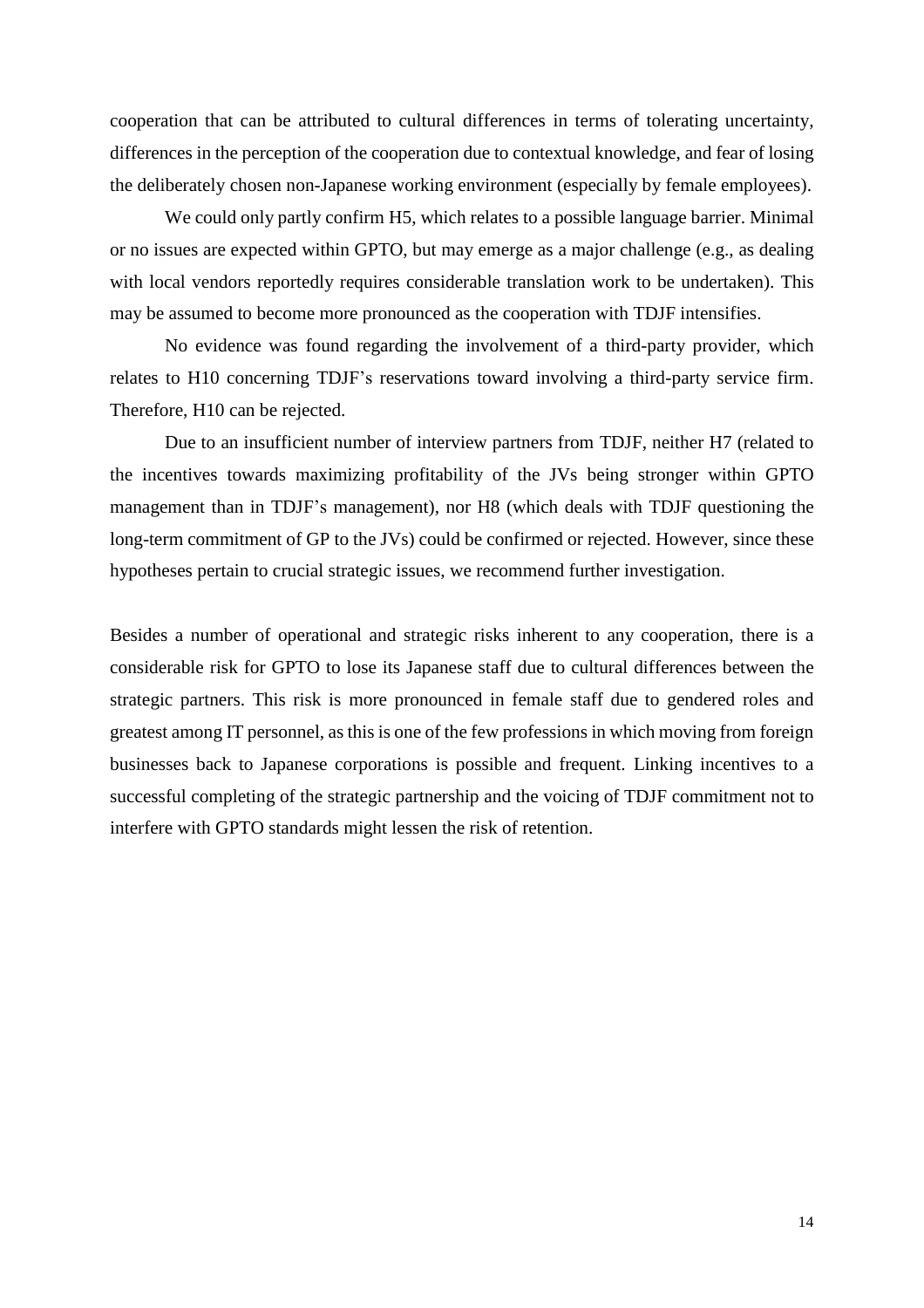cooperation that can be attributed to cultural differences in terms of tolerating uncertainty, differences in the perception of the cooperation due to contextual knowledge, and fear of losing the deliberately chosen non-Japanese working environment (especially by female employees).

We could only partly confirm H5, which relates to a possible language barrier. Minimal or no issues are expected within GPTO, but may emerge as a major challenge (e.g., as dealing with local vendors reportedly requires considerable translation work to be undertaken). This may be assumed to become more pronounced as the cooperation with TDJF intensifies.

No evidence was found regarding the involvement of a third-party provider, which relates to H10 concerning TDJF's reservations toward involving a third-party service firm. Therefore, H10 can be rejected.

Due to an insufficient number of interview partners from TDJF, neither H7 (related to the incentives towards maximizing profitability of the JVs being stronger within GPTO management than in TDJF's management), nor H8 (which deals with TDJF questioning the long-term commitment of GP to the JVs) could be confirmed or rejected. However, since these hypotheses pertain to crucial strategic issues, we recommend further investigation.

Besides a number of operational and strategic risks inherent to any cooperation, there is a considerable risk for GPTO to lose its Japanese staff due to cultural differences between the strategic partners. This risk is more pronounced in female staff due to gendered roles and greatest among IT personnel, as this is one of the few professions in which moving from foreign businesses back to Japanese corporations is possible and frequent. Linking incentives to a successful completing of the strategic partnership and the voicing of TDJF commitment not to interfere with GPTO standards might lessen the risk of retention.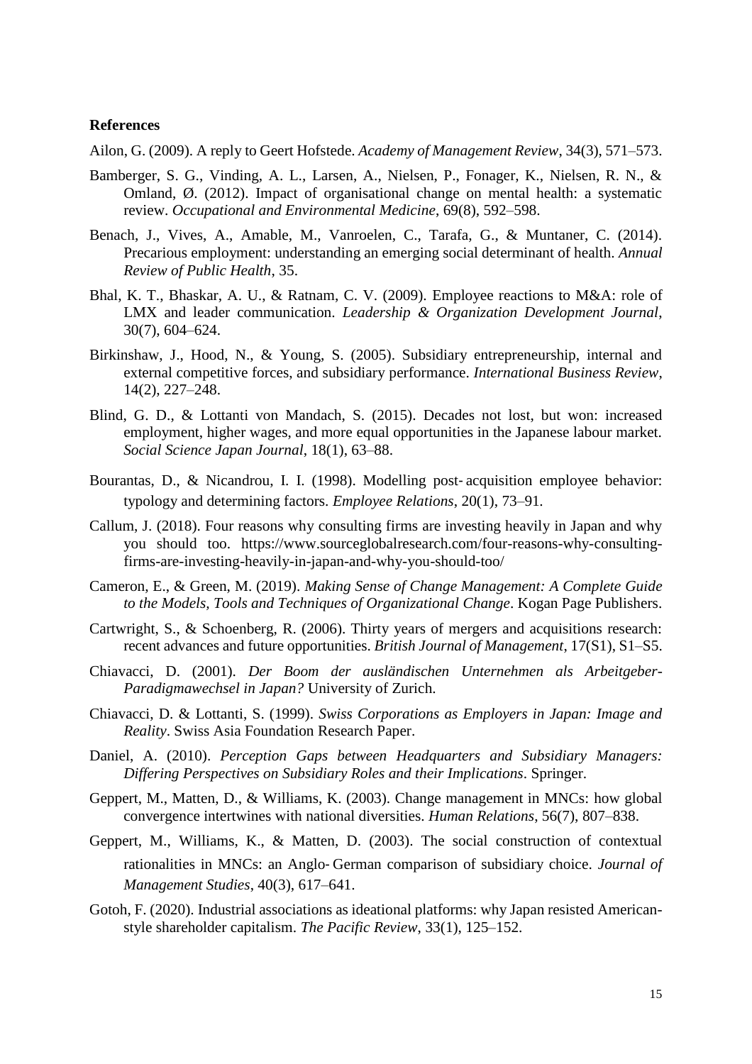**References**

Ailon, G. (2009). A reply to Geert Hofstede. *Academy of Management Review*, 34(3), 571–573.

Bamberger, S. G., Vinding, A. L., Larsen, A., Nielsen, P., Fonager, K., Nielsen, R. N., & Omland, Ø. (2012). Impact of organisational change on mental health: a systematic review. *Occupational and Environmental Medicine*, 69(8), 592–598.

Benach, J., Vives, A., Amable, M., Vanroelen, C., Tarafa, G., & Muntaner, C. (2014). Precarious employment: understanding an emerging social determinant of health. *Annual Review of Public Health*, 35.

Bhal, K. T., Bhaskar, A. U., & Ratnam, C. V. (2009). Employee reactions to M&A: role of LMX and leader communication. *Leadership & Organization Development Journal*, 30(7), 604–624.

Birkinshaw, J., Hood, N., & Young, S. (2005). Subsidiary entrepreneurship, internal and external competitive forces, and subsidiary performance. *International Business Review*, 14(2), 227–248.

Blind, G. D., & Lottanti von Mandach, S. (2015). Decades not lost, but won: increased employment, higher wages, and more equal opportunities in the Japanese labour market. *Social Science Japan Journal*, 18(1), 63–88.

Bourantas, D., & Nicandrou, I. I. (1998). Modelling post‐acquisition employee behavior: typology and determining factors. *Employee Relations*, 20(1), 73–91.

Callum, J. (2018). Four reasons why consulting firms are investing heavily in Japan and why you should too. https://www.sourceglobalresearch.com/four-reasons-why-consulting-firms-are-investing-heavily-in-japan-and-why-you-should-too/

Cameron, E., & Green, M. (2019). *Making Sense of Change Management: A Complete Guide to the Models, Tools and Techniques of Organizational Change*. Kogan Page Publishers.

Cartwright, S., & Schoenberg, R. (2006). Thirty years of mergers and acquisitions research: recent advances and future opportunities. *British Journal of Management*, 17(S1), S1–S5.

Chiavacci, D. (2001). *Der Boom der ausländischen Unternehmen als Arbeitgeber-Paradigmawechsel in Japan?* University of Zurich.

Chiavacci, D. & Lottanti, S. (1999). *Swiss Corporations as Employers in Japan: Image and Reality*. Swiss Asia Foundation Research Paper.

Daniel, A. (2010). *Perception Gaps between Headquarters and Subsidiary Managers: Differing Perspectives on Subsidiary Roles and their Implications*. Springer.

Geppert, M., Matten, D., & Williams, K. (2003). Change management in MNCs: how global convergence intertwines with national diversities. *Human Relations*, 56(7), 807–838.

Geppert, M., Williams, K., & Matten, D. (2003). The social construction of contextual rationalities in MNCs: an Anglo‐German comparison of subsidiary choice. *Journal of Management Studies*, 40(3), 617–641.

Gotoh, F. (2020). Industrial associations as ideational platforms: why Japan resisted American-style shareholder capitalism. *The Pacific Review*, 33(1), 125–152.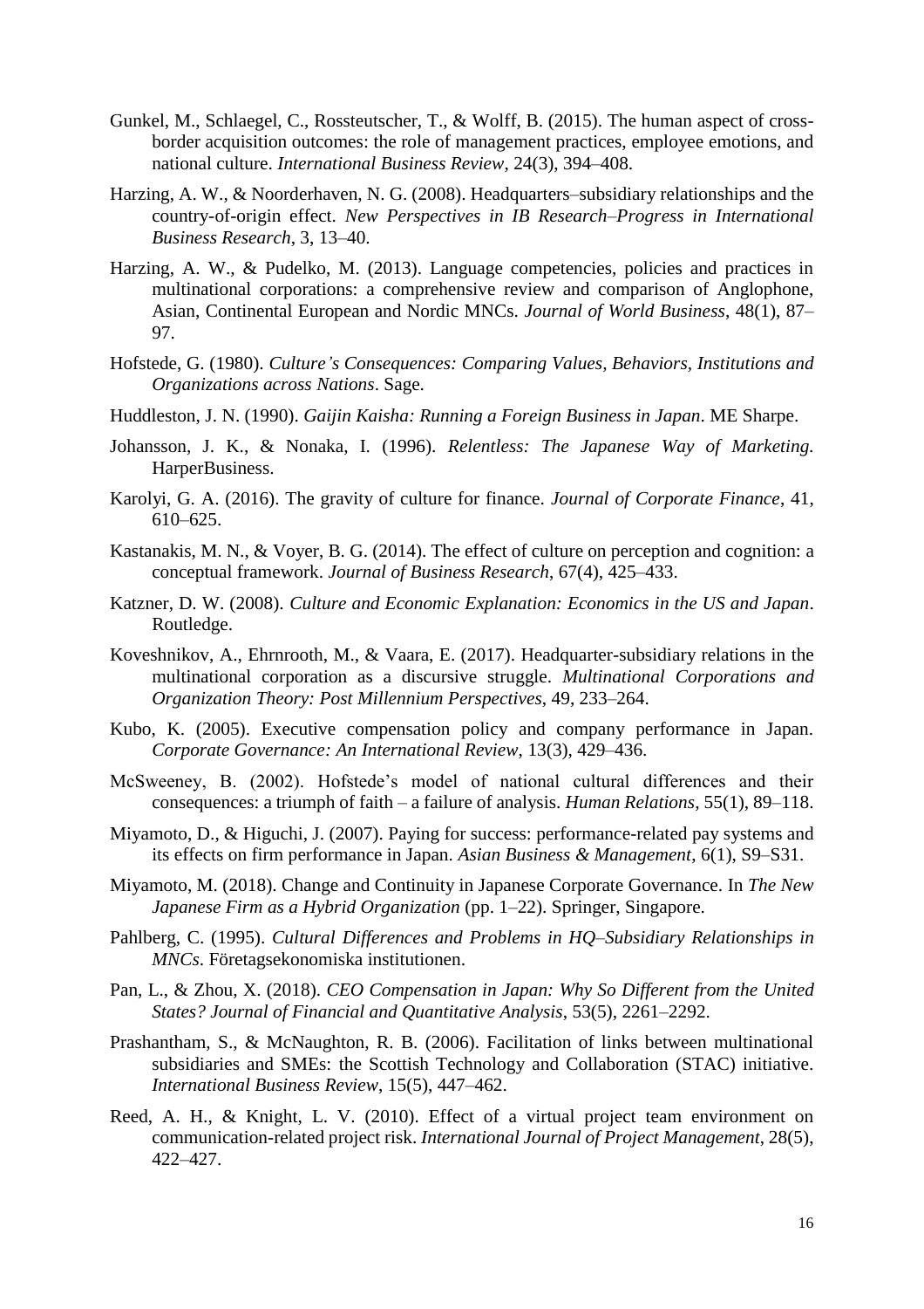Gunkel, M., Schlaegel, C., Rossteutscher, T., & Wolff, B. (2015). The human aspect of cross-border acquisition outcomes: the role of management practices, employee emotions, and national culture. *International Business Review*, 24(3), 394–408.

Harzing, A. W., & Noorderhaven, N. G. (2008). Headquarters–subsidiary relationships and the country-of-origin effect. *New Perspectives in IB Research–Progress in International Business Research*, 3, 13–40.

Harzing, A. W., & Pudelko, M. (2013). Language competencies, policies and practices in multinational corporations: a comprehensive review and comparison of Anglophone, Asian, Continental European and Nordic MNCs. *Journal of World Business*, 48(1), 87–97.

Hofstede, G. (1980). *Culture's Consequences: Comparing Values, Behaviors, Institutions and Organizations across Nations*. Sage.

Huddleston, J. N. (1990). *Gaijin Kaisha: Running a Foreign Business in Japan*. ME Sharpe.

Johansson, J. K., & Nonaka, I. (1996). *Relentless: The Japanese Way of Marketing*. HarperBusiness.

Karolyi, G. A. (2016). The gravity of culture for finance. *Journal of Corporate Finance*, 41, 610–625.

Kastanakis, M. N., & Voyer, B. G. (2014). The effect of culture on perception and cognition: a conceptual framework. *Journal of Business Research*, 67(4), 425–433.

Katzner, D. W. (2008). *Culture and Economic Explanation: Economics in the US and Japan*. Routledge.

Koveshnikov, A., Ehrnrooth, M., & Vaara, E. (2017). Headquarter-subsidiary relations in the multinational corporation as a discursive struggle. *Multinational Corporations and Organization Theory: Post Millennium Perspectives*, 49, 233–264.

Kubo, K. (2005). Executive compensation policy and company performance in Japan. *Corporate Governance: An International Review*, 13(3), 429–436.

McSweeney, B. (2002). Hofstede's model of national cultural differences and their consequences: a triumph of faith – a failure of analysis. *Human Relations*, 55(1), 89–118.

Miyamoto, D., & Higuchi, J. (2007). Paying for success: performance-related pay systems and its effects on firm performance in Japan. *Asian Business & Management*, 6(1), S9–S31.

Miyamoto, M. (2018). Change and Continuity in Japanese Corporate Governance. In *The New Japanese Firm as a Hybrid Organization* (pp. 1–22). Springer, Singapore.

Pahlberg, C. (1995). *Cultural Differences and Problems in HQ–Subsidiary Relationships in MNCs*. Företagsekonomiska institutionen.

Pan, L., & Zhou, X. (2018). *CEO Compensation in Japan: Why So Different from the United States? Journal of Financial and Quantitative Analysis*, 53(5), 2261–2292.

Prashantham, S., & McNaughton, R. B. (2006). Facilitation of links between multinational subsidiaries and SMEs: the Scottish Technology and Collaboration (STAC) initiative. *International Business Review*, 15(5), 447–462.

Reed, A. H., & Knight, L. V. (2010). Effect of a virtual project team environment on communication-related project risk. *International Journal of Project Management*, 28(5), 422–427.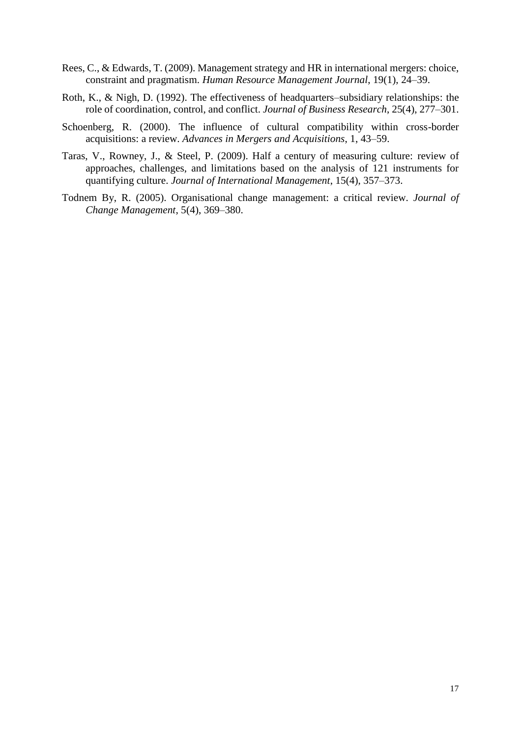Rees, C., & Edwards, T. (2009). Management strategy and HR in international mergers: choice, constraint and pragmatism. *Human Resource Management Journal*, 19(1), 24–39.

Roth, K., & Nigh, D. (1992). The effectiveness of headquarters–subsidiary relationships: the role of coordination, control, and conflict. *Journal of Business Research*, 25(4), 277–301.

Schoenberg, R. (2000). The influence of cultural compatibility within cross-border acquisitions: a review. *Advances in Mergers and Acquisitions*, 1, 43–59.

Taras, V., Rowney, J., & Steel, P. (2009). Half a century of measuring culture: review of approaches, challenges, and limitations based on the analysis of 121 instruments for quantifying culture. *Journal of International Management*, 15(4), 357–373.

Todnem By, R. (2005). Organisational change management: a critical review. *Journal of Change Management*, 5(4), 369–380.